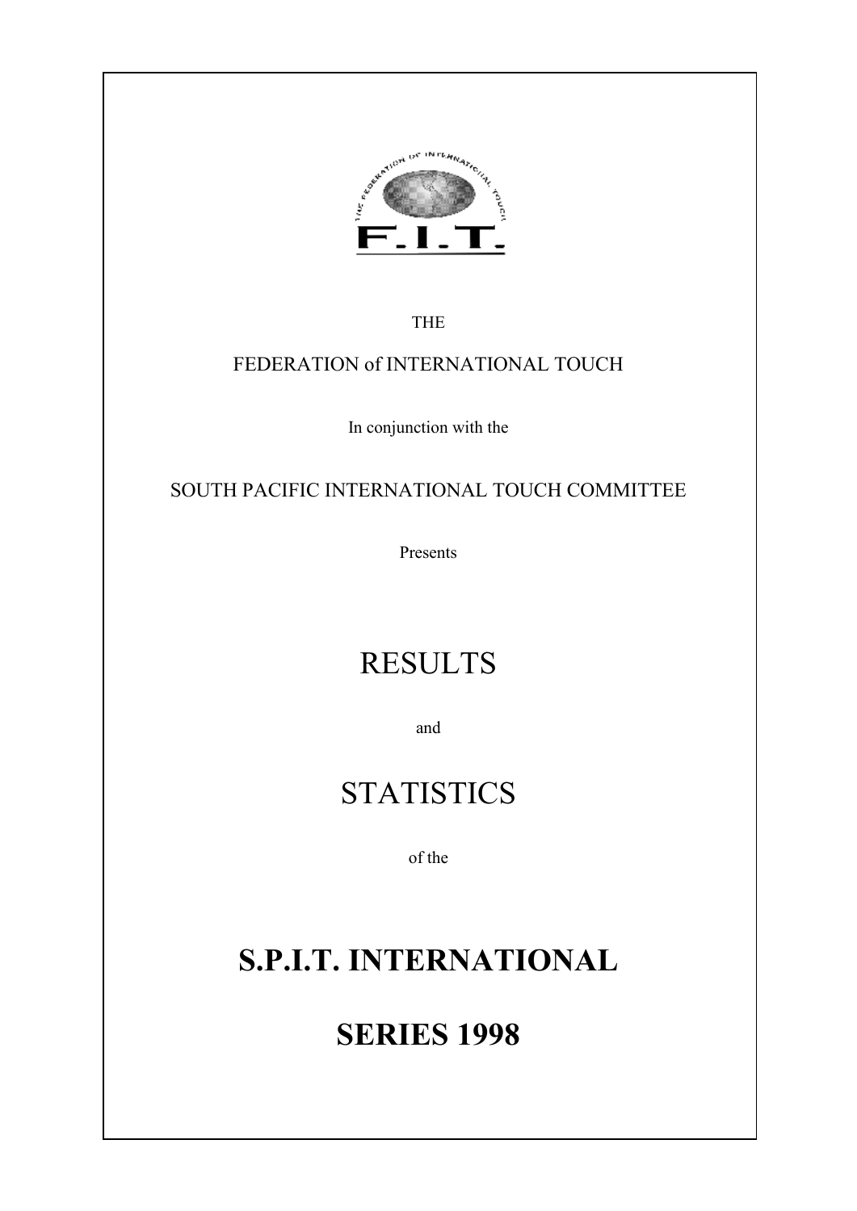THE

FEDERATION of INTERNATIONAL TOUCH

In conjunction with the

SOUTH PACIFIC INTERNATIONAL TOUCH COMMITTEE

Presents

# RESULTS

and

# STATISTICS

of the

# S.P.I.T. INTERNATIONAL

# SERIES 1998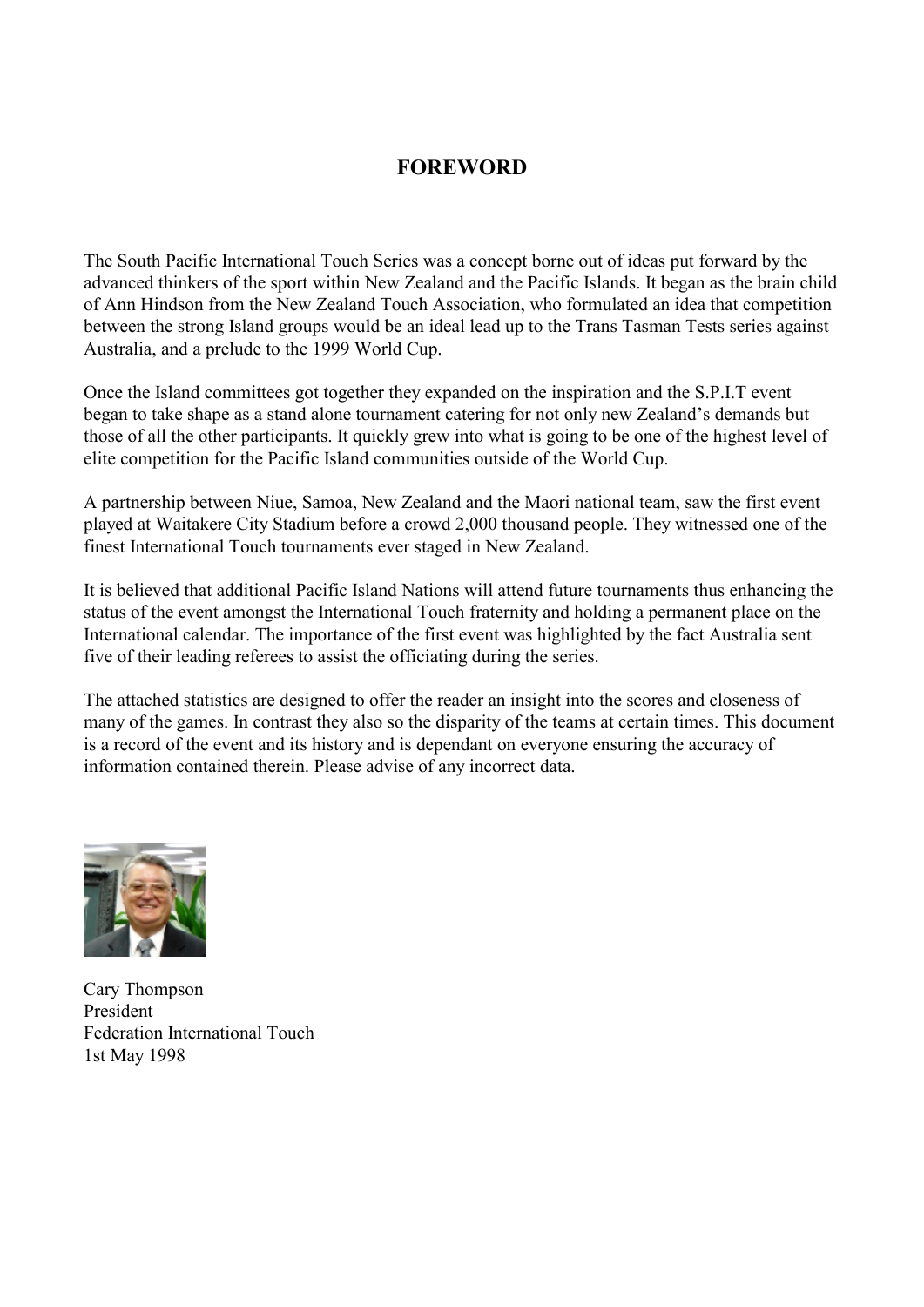# FOREWORD

The South Pacific International Touch Series was a concept borne out of ideas put forward by the advanced thinkers of the sport within New Zealand and the Pacific Islands. It began as the brain child of Ann Hindson from the New Zealand Touch Association, who formulated an idea that competition between the strong Island groups would be an ideal lead up to the Trans Tasman Tests series against Australia, and a prelude to the 1999 World Cup.

Once the Island committees got together they expanded on the inspiration and the S.P.I.T event began to take shape as a stand alone tournament catering for not only new Zealand's demands but those of all the other participants. It quickly grew into what is going to be one of the highest level of elite competition for the Pacific Island communities outside of the World Cup.

A partnership between Niue, Samoa, New Zealand and the Maori national team, saw the first event played at Waitakere City Stadium before a crowd 2,000 thousand people. They witnessed one of the finest International Touch tournaments ever staged in New Zealand.

It is believed that additional Pacific Island Nations will attend future tournaments thus enhancing the status of the event amongst the International Touch fraternity and holding a permanent place on the International calendar. The importance of the first event was highlighted by the fact Australia sent five of their leading referees to assist the officiating during the series.

The attached statistics are designed to offer the reader an insight into the scores and closeness of many of the games. In contrast they also so the disparity of the teams at certain times. This document is a record of the event and its history and is dependant on everyone ensuring the accuracy of information contained therein. Please advise of any incorrect data.

Cary Thompson
President
Federation International Touch
1st May 1998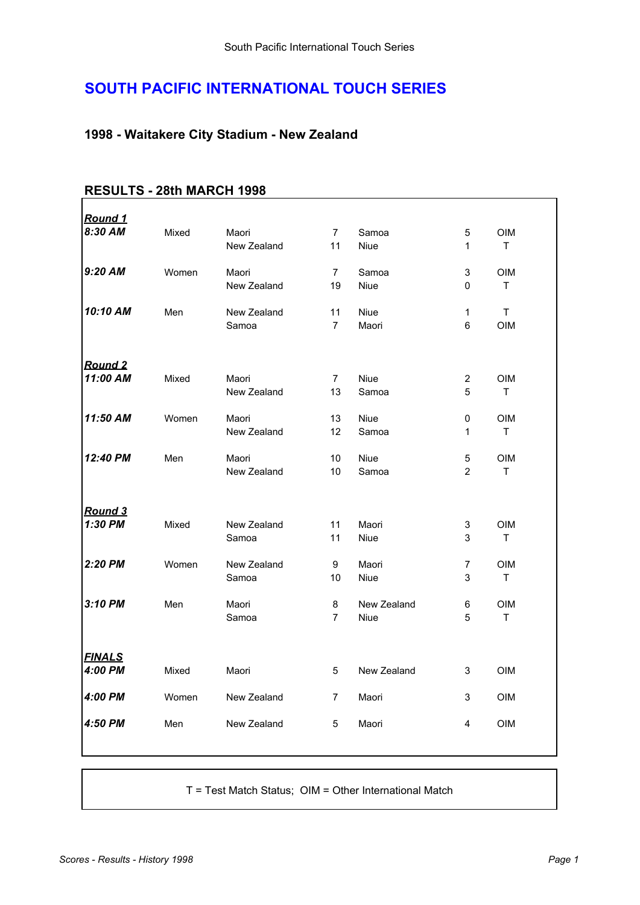# SOUTH PACIFIC INTERNATIONAL TOUCH SERIES

## 1998 - Waitakere City Stadium - New Zealand

### RESULTS - 28th MARCH 1998

| | | | | | | |
|---|---|---|---|---|---|---|
| ***Round 1*** | | | | | | |
| ***8:30 AM*** | Mixed | Maori | 7 | Samoa | 5 | OIM |
| | | New Zealand | 11 | Niue | 1 | T |
| ***9:20 AM*** | Women | Maori | 7 | Samoa | 3 | OIM |
| | | New Zealand | 19 | Niue | 0 | T |
| ***10:10 AM*** | Men | New Zealand | 11 | Niue | 1 | T |
| | | Samoa | 7 | Maori | 6 | OIM |
| ***Round 2*** | | | | | | |
| ***11:00 AM*** | Mixed | Maori | 7 | Niue | 2 | OIM |
| | | New Zealand | 13 | Samoa | 5 | T |
| ***11:50 AM*** | Women | Maori | 13 | Niue | 0 | OIM |
| | | New Zealand | 12 | Samoa | 1 | T |
| ***12:40 PM*** | Men | Maori | 10 | Niue | 5 | OIM |
| | | New Zealand | 10 | Samoa | 2 | T |
| ***Round 3*** | | | | | | |
| ***1:30 PM*** | Mixed | New Zealand | 11 | Maori | 3 | OIM |
| | | Samoa | 11 | Niue | 3 | T |
| ***2:20 PM*** | Women | New Zealand | 9 | Maori | 7 | OIM |
| | | Samoa | 10 | Niue | 3 | T |
| ***3:10 PM*** | Men | Maori | 8 | New Zealand | 6 | OIM |
| | | Samoa | 7 | Niue | 5 | T |
| ***FINALS*** | | | | | | |
| ***4:00 PM*** | Mixed | Maori | 5 | New Zealand | 3 | OIM |
| ***4:00 PM*** | Women | New Zealand | 7 | Maori | 3 | OIM |
| ***4:50 PM*** | Men | New Zealand | 5 | Maori | 4 | OIM |

T = Test Match Status; OIM = Other International Match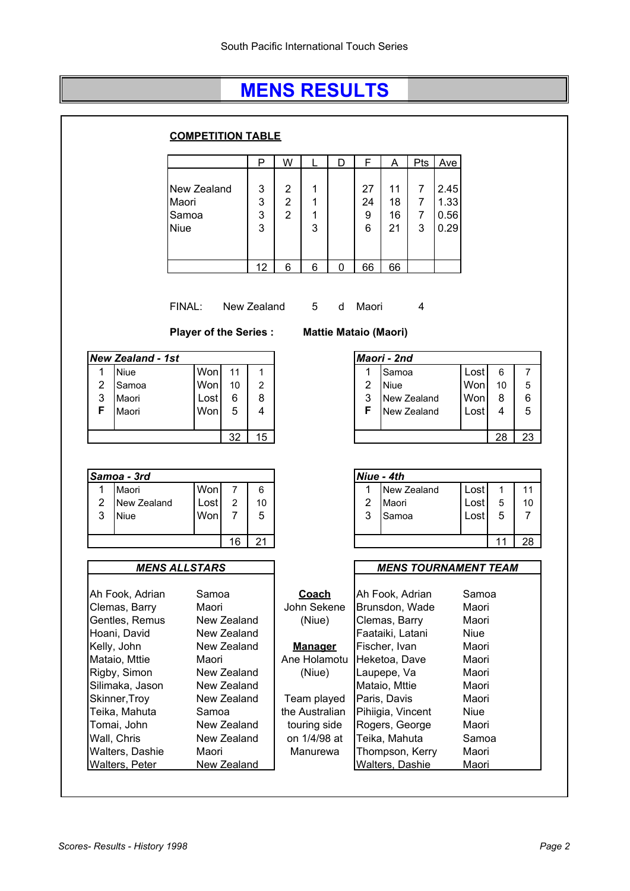South Pacific International Touch Series

# MENS RESULTS

**COMPETITION TABLE**

| | P | W | L | D | F | A | Pts | Ave |
|---|---|---|---|---|---|---|---|---|
| New Zealand | 3 | 2 | 1 | | 27 | 11 | 7 | 2.45 |
| Maori | 3 | 2 | 1 | | 24 | 18 | 7 | 1.33 |
| Samoa | 3 | 2 | 1 | | 9 | 16 | 7 | 0.56 |
| Niue | 3 | | 3 | | 6 | 21 | 3 | 0.29 |
| | 12 | 6 | 6 | 0 | 66 | 66 | | |

FINAL: New Zealand 5 d Maori 4

**Player of the Series : Mattie Mataio (Maori)**

| ***New Zealand - 1st*** | | | | |
|---|---|---|---|---|
| 1 | Niue | Won | 11 | 1 |
| 2 | Samoa | Won | 10 | 2 |
| 3 | Maori | Lost | 6 | 8 |
| **F** | Maori | Won | 5 | 4 |
| | | | 32 | 15 |

| ***Maori - 2nd*** | | | | |
|---|---|---|---|---|
| 1 | Samoa | Lost | 6 | 7 |
| 2 | Niue | Won | 10 | 5 |
| 3 | New Zealand | Won | 8 | 6 |
| **F** | New Zealand | Lost | 4 | 5 |
| | | | 28 | 23 |

| ***Samoa - 3rd*** | | | | |
|---|---|---|---|---|
| 1 | Maori | Won | 7 | 6 |
| 2 | New Zealand | Lost | 2 | 10 |
| 3 | Niue | Won | 7 | 5 |
| | | | 16 | 21 |

| ***Niue - 4th*** | | | | |
|---|---|---|---|---|
| 1 | New Zealand | Lost | 1 | 11 |
| 2 | Maori | Lost | 5 | 10 |
| 3 | Samoa | Lost | 5 | 7 |
| | | | 11 | 28 |

| ***MENS ALLSTARS*** | |
|---|---|
| Ah Fook, Adrian | Samoa |
| Clemas, Barry | Maori |
| Gentles, Remus | New Zealand |
| Hoani, David | New Zealand |
| Kelly, John | New Zealand |
| Mataio, Mttie | Maori |
| Rigby, Simon | New Zealand |
| Silimaka, Jason | New Zealand |
| Skinner,Troy | New Zealand |
| Teika, Mahuta | Samoa |
| Tomai, John | New Zealand |
| Wall, Chris | New Zealand |
| Walters, Dashie | Maori |
| Walters, Peter | New Zealand |

**Coach**
John Sekene (Niue)

**Manager**
Ane Holamotu (Niue)

Team played the Australian touring side on 1/4/98 at Manurewa

| ***MENS TOURNAMENT TEAM*** | |
|---|---|
| Ah Fook, Adrian | Samoa |
| Brunsdon, Wade | Maori |
| Clemas, Barry | Maori |
| Faataiki, Latani | Niue |
| Fischer, Ivan | Maori |
| Heketoa, Dave | Maori |
| Laupepe, Va | Maori |
| Mataio, Mttie | Maori |
| Paris, Davis | Maori |
| Pihiigia, Vincent | Niue |
| Rogers, George | Maori |
| Teika, Mahuta | Samoa |
| Thompson, Kerry | Maori |
| Walters, Dashie | Maori |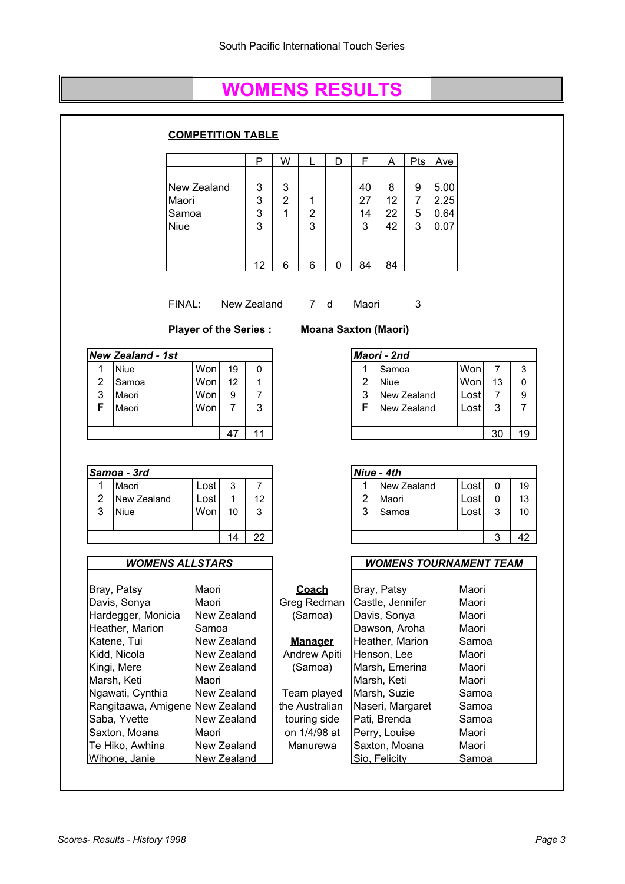South Pacific International Touch Series

# WOMENS RESULTS

**COMPETITION TABLE**

| | P | W | L | D | F | A | Pts | Ave |
|---|---|---|---|---|---|---|---|---|
| New Zealand | 3 | 3 | | | 40 | 8 | 9 | 5.00 |
| Maori | 3 | 2 | 1 | | 27 | 12 | 7 | 2.25 |
| Samoa | 3 | 1 | 2 | | 14 | 22 | 5 | 0.64 |
| Niue | 3 | | 3 | | 3 | 42 | 3 | 0.07 |
| | 12 | 6 | 6 | 0 | 84 | 84 | | |

FINAL: New Zealand 7 d Maori 3

**Player of the Series :** **Moana Saxton (Maori)**

| ***New Zealand - 1st*** | | | | |
|---|---|---|---|---|
| 1 | Niue | Won | 19 | 0 |
| 2 | Samoa | Won | 12 | 1 |
| 3 | Maori | Won | 9 | 7 |
| **F** | Maori | Won | 7 | 3 |
| | | | 47 | 11 |

| ***Maori - 2nd*** | | | | |
|---|---|---|---|---|
| 1 | Samoa | Won | 7 | 3 |
| 2 | Niue | Won | 13 | 0 |
| 3 | New Zealand | Lost | 7 | 9 |
| **F** | New Zealand | Lost | 3 | 7 |
| | | | 30 | 19 |

| ***Samoa - 3rd*** | | | | |
|---|---|---|---|---|
| 1 | Maori | Lost | 3 | 7 |
| 2 | New Zealand | Lost | 1 | 12 |
| 3 | Niue | Won | 10 | 3 |
| | | | 14 | 22 |

| ***Niue - 4th*** | | | | |
|---|---|---|---|---|
| 1 | New Zealand | Lost | 0 | 19 |
| 2 | Maori | Lost | 0 | 13 |
| 3 | Samoa | Lost | 3 | 10 |
| | | | 3 | 42 |

| ***WOMENS ALLSTARS*** | |
|---|---|
| Bray, Patsy | Maori |
| Davis, Sonya | Maori |
| Hardegger, Monicia | New Zealand |
| Heather, Marion | Samoa |
| Katene, Tui | New Zealand |
| Kidd, Nicola | New Zealand |
| Kingi, Mere | New Zealand |
| Marsh, Keti | Maori |
| Ngawati, Cynthia | New Zealand |
| Rangitaawa, Amigene | New Zealand |
| Saba, Yvette | New Zealand |
| Saxton, Moana | Maori |
| Te Hiko, Awhina | New Zealand |
| Wihone, Janie | New Zealand |

**Coach**
Greg Redman
(Samoa)

**Manager**
Andrew Apiti
(Samoa)

Team played the Australian touring side on 1/4/98 at Manurewa

| ***WOMENS TOURNAMENT TEAM*** | |
|---|---|
| Bray, Patsy | Maori |
| Castle, Jennifer | Maori |
| Davis, Sonya | Maori |
| Dawson, Aroha | Maori |
| Heather, Marion | Samoa |
| Henson, Lee | Maori |
| Marsh, Emerina | Maori |
| Marsh, Keti | Maori |
| Marsh, Suzie | Samoa |
| Naseri, Margaret | Samoa |
| Pati, Brenda | Samoa |
| Perry, Louise | Maori |
| Saxton, Moana | Maori |
| Sio, Felicity | Samoa |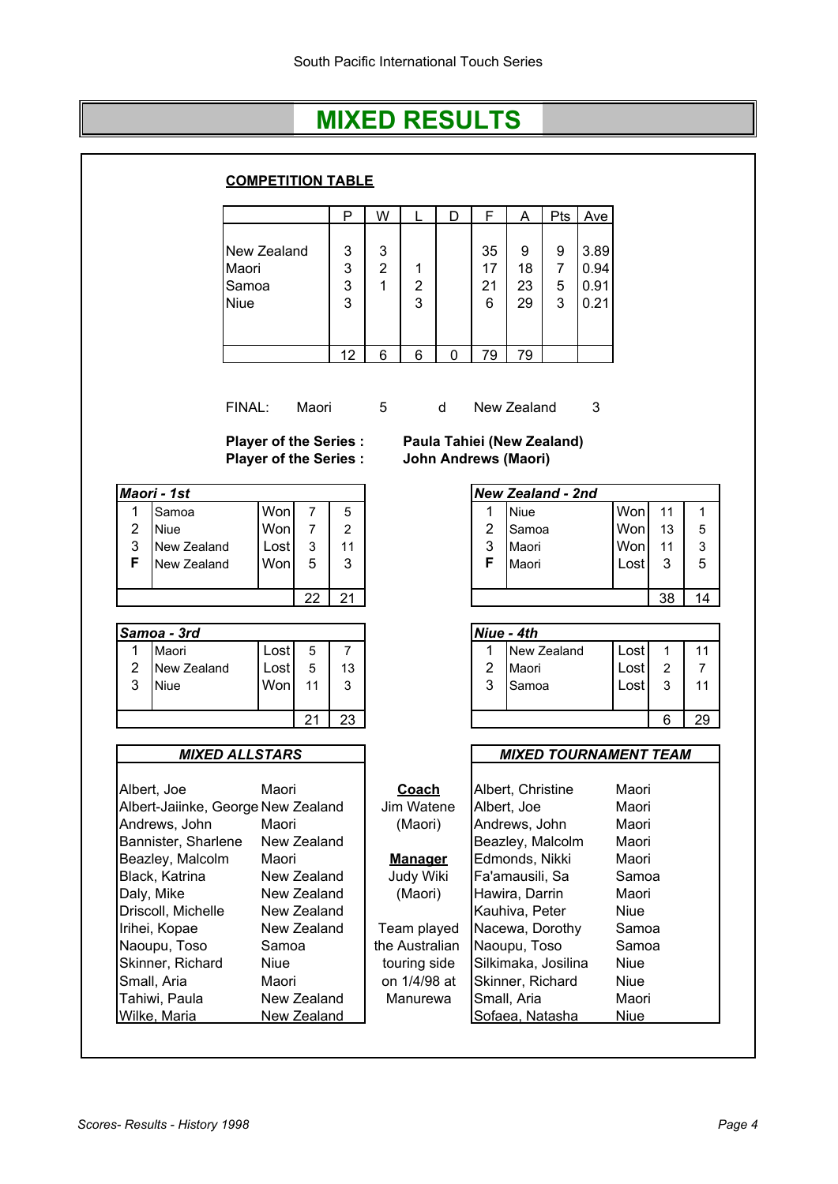South Pacific International Touch Series

# MIXED RESULTS

**COMPETITION TABLE**

| | P | W | L | D | F | A | Pts | Ave |
|---|---|---|---|---|---|---|---|---|
| New Zealand | 3 | 3 | | | 35 | 9 | 9 | 3.89 |
| Maori | 3 | 2 | 1 | | 17 | 18 | 7 | 0.94 |
| Samoa | 3 | 1 | 2 | | 21 | 23 | 5 | 0.91 |
| Niue | 3 | | 3 | | 6 | 29 | 3 | 0.21 |
| | 12 | 6 | 6 | 0 | 79 | 79 | | |

FINAL: Maori 5 d New Zealand 3

**Player of the Series : Paula Tahiei (New Zealand)**
**Player of the Series : John Andrews (Maori)**

| *Maori - 1st* | | | | |
|---|---|---|---|---|
| 1 | Samoa | Won | 7 | 5 |
| 2 | Niue | Won | 7 | 2 |
| 3 | New Zealand | Lost | 3 | 11 |
| F | New Zealand | Won | 5 | 3 |
| | | | 22 | 21 |

| *New Zealand - 2nd* | | | | |
|---|---|---|---|---|
| 1 | Niue | Won | 11 | 1 |
| 2 | Samoa | Won | 13 | 5 |
| 3 | Maori | Won | 11 | 3 |
| F | Maori | Lost | 3 | 5 |
| | | | 38 | 14 |

| *Samoa - 3rd* | | | | |
|---|---|---|---|---|
| 1 | Maori | Lost | 5 | 7 |
| 2 | New Zealand | Lost | 5 | 13 |
| 3 | Niue | Won | 11 | 3 |
| | | | 21 | 23 |

| *Niue - 4th* | | | | |
|---|---|---|---|---|
| 1 | New Zealand | Lost | 1 | 11 |
| 2 | Maori | Lost | 2 | 7 |
| 3 | Samoa | Lost | 3 | 11 |
| | | | 6 | 29 |

| *MIXED ALLSTARS* | |
|---|---|
| Albert, Joe | Maori |
| Albert-Jaiinke, George | New Zealand |
| Andrews, John | Maori |
| Bannister, Sharlene | New Zealand |
| Beazley, Malcolm | Maori |
| Black, Katrina | New Zealand |
| Daly, Mike | New Zealand |
| Driscoll, Michelle | New Zealand |
| Irihei, Kopae | New Zealand |
| Naoupu, Toso | Samoa |
| Skinner, Richard | Niue |
| Small, Aria | Maori |
| Tahiwi, Paula | New Zealand |
| Wilke, Maria | New Zealand |

**Coach**
Jim Watene
(Maori)

**Manager**
Judy Wiki
(Maori)

Team played the Australian touring side on 1/4/98 at Manurewa

| *MIXED TOURNAMENT TEAM* | |
|---|---|
| Albert, Christine | Maori |
| Albert, Joe | Maori |
| Andrews, John | Maori |
| Beazley, Malcolm | Maori |
| Edmonds, Nikki | Maori |
| Fa'amausili, Sa | Samoa |
| Hawira, Darrin | Maori |
| Kauhiva, Peter | Niue |
| Nacewa, Dorothy | Samoa |
| Naoupu, Toso | Samoa |
| Silkimaka, Josilina | Niue |
| Skinner, Richard | Niue |
| Small, Aria | Maori |
| Sofaea, Natasha | Niue |